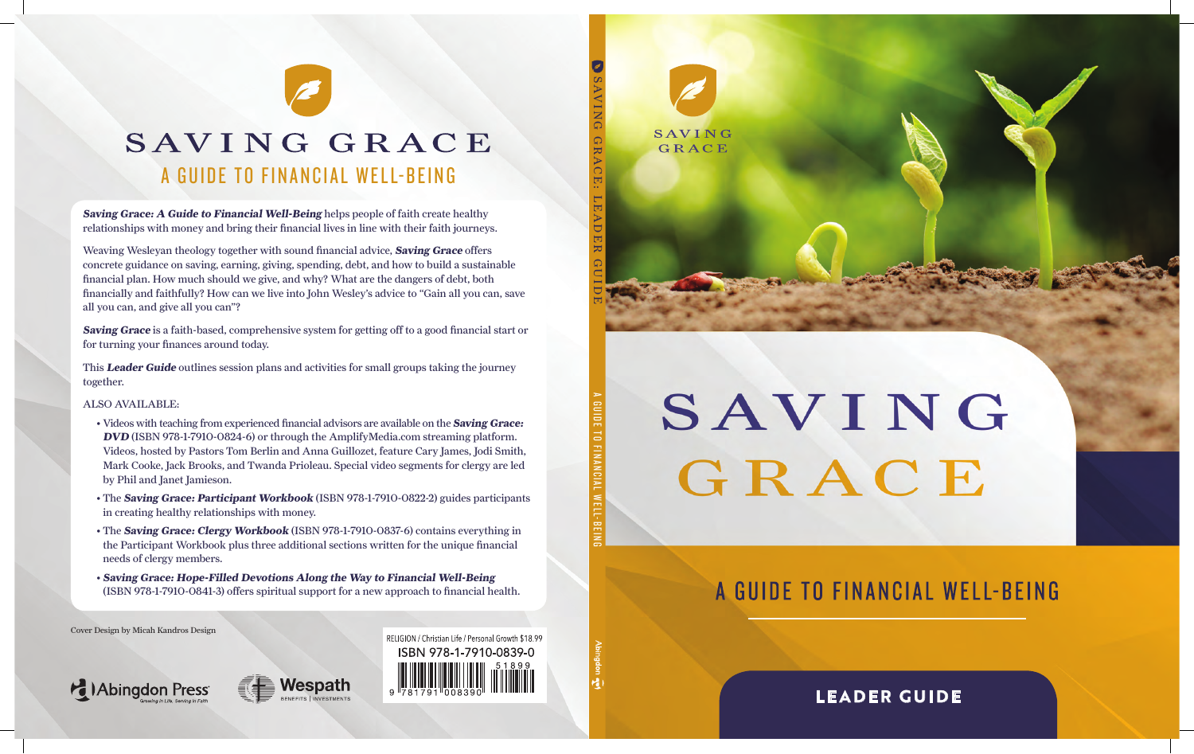# SAVING GRACE

## A GUIDE TO FINANCIAL WELL-BEING

***Saving Grace: A Guide to Financial Well-Being*** helps people of faith create healthy relationships with money and bring their financial lives in line with their faith journeys.

Weaving Wesleyan theology together with sound financial advice, ***Saving Grace*** offers concrete guidance on saving, earning, giving, spending, debt, and how to build a sustainable financial plan. How much should we give, and why? What are the dangers of debt, both financially and faithfully? How can we live into John Wesley's advice to "Gain all you can, save all you can, and give all you can"?

***Saving Grace*** is a faith-based, comprehensive system for getting off to a good financial start or for turning your finances around today.

This ***Leader Guide*** outlines session plans and activities for small groups taking the journey together.

ALSO AVAILABLE:

- Videos with teaching from experienced financial advisors are available on the ***Saving Grace: DVD*** (ISBN 978-1-7910-0824-6) or through the AmplifyMedia.com streaming platform. Videos, hosted by Pastors Tom Berlin and Anna Guillozet, feature Cary James, Jodi Smith, Mark Cooke, Jack Brooks, and Twanda Prioleau. Special video segments for clergy are led by Phil and Janet Jamieson.
- The ***Saving Grace: Participant Workbook*** (ISBN 978-1-7910-0822-2) guides participants in creating healthy relationships with money.
- The ***Saving Grace: Clergy Workbook*** (ISBN 978-1-7910-0837-6) contains everything in the Participant Workbook plus three additional sections written for the unique financial needs of clergy members.
- ***Saving Grace: Hope-Filled Devotions Along the Way to Financial Well-Being*** (ISBN 978-1-7910-0841-3) offers spiritual support for a new approach to financial health.

Cover Design by Micah Kandros Design

Abingdon Press — Growing in Life. Serving in Faith

Wespath — BENEFITS | INVESTMENTS

RELIGION / Christian Life / Personal Growth $18.99

ISBN 978-1-7910-0839-0

9 781791 008390 51899

SAVING GRACE: LEADER GUIDE — A GUIDE TO FINANCIAL WELL-BEING — Abingdon

# SAVING GRACE

## A GUIDE TO FINANCIAL WELL-BEING

**LEADER GUIDE**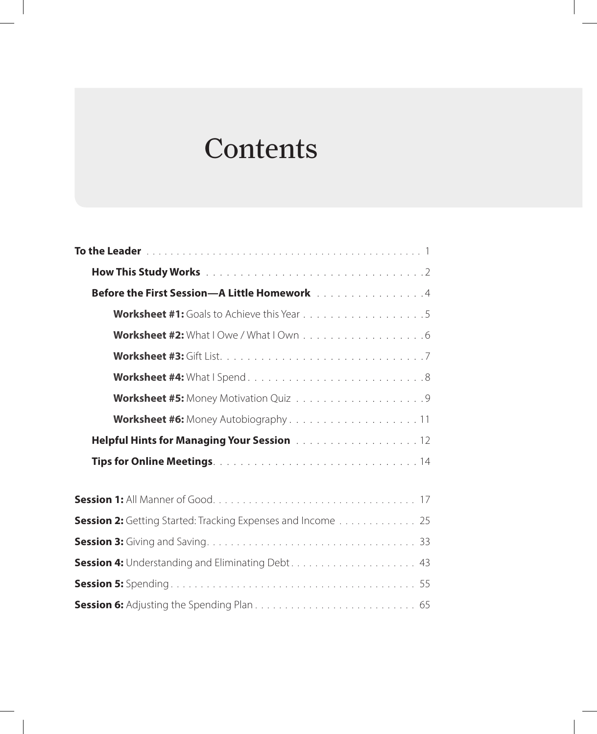# Contents

**To the Leader** . . . . . . . . . . . . . . . . . . . . . . . . . . . . . . . . . . . . . . . . . . . . . . 1

- **How This Study Works** . . . . . . . . . . . . . . . . . . . . . . . . . . . . . . . . . 2
- **Before the First Session—A Little Homework** . . . . . . . . . . . . . . . . 4
    - **Worksheet #1:** Goals to Achieve this Year . . . . . . . . . . . . . . . . . . 5
    - **Worksheet #2:** What I Owe / What I Own . . . . . . . . . . . . . . . . . . 6
    - **Worksheet #3:** Gift List . . . . . . . . . . . . . . . . . . . . . . . . . . . . . . 7
    - **Worksheet #4:** What I Spend . . . . . . . . . . . . . . . . . . . . . . . . . . 8
    - **Worksheet #5:** Money Motivation Quiz . . . . . . . . . . . . . . . . . . . 9
    - **Worksheet #6:** Money Autobiography . . . . . . . . . . . . . . . . . . . 11
- **Helpful Hints for Managing Your Session** . . . . . . . . . . . . . . . . . . 12
- **Tips for Online Meetings** . . . . . . . . . . . . . . . . . . . . . . . . . . . . . . 14

**Session 1:** All Manner of Good . . . . . . . . . . . . . . . . . . . . . . . . . . . . . . . . . 17

**Session 2:** Getting Started: Tracking Expenses and Income . . . . . . . . . . . . . 25

**Session 3:** Giving and Saving . . . . . . . . . . . . . . . . . . . . . . . . . . . . . . . . . . 33

**Session 4:** Understanding and Eliminating Debt . . . . . . . . . . . . . . . . . . . . 43

**Session 5:** Spending . . . . . . . . . . . . . . . . . . . . . . . . . . . . . . . . . . . . . . . . 55

**Session 6:** Adjusting the Spending Plan . . . . . . . . . . . . . . . . . . . . . . . . . . 65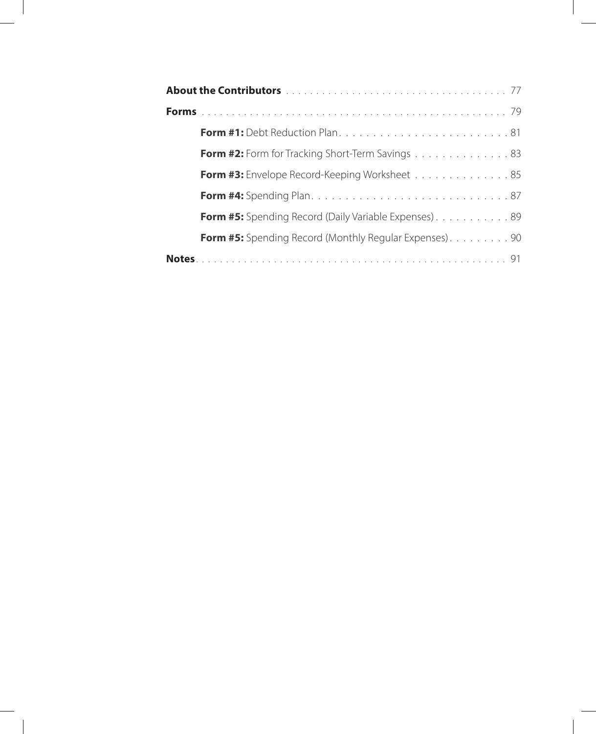**About the Contributors** . . . . . . . . . . . . . . . . . . . . . . . . . . . . . . . . . . . . . 77

**Forms** . . . . . . . . . . . . . . . . . . . . . . . . . . . . . . . . . . . . . . . . . . . . . . . . 79

- **Form #1:** Debt Reduction Plan . . . . . . . . . . . . . . . . . . . . . . . . . . 81
- **Form #2:** Form for Tracking Short-Term Savings . . . . . . . . . . . . . . . 83
- **Form #3:** Envelope Record-Keeping Worksheet . . . . . . . . . . . . . . 85
- **Form #4:** Spending Plan . . . . . . . . . . . . . . . . . . . . . . . . . . . . . 87
- **Form #5:** Spending Record (Daily Variable Expenses) . . . . . . . . . . . 89
- **Form #5:** Spending Record (Monthly Regular Expenses) . . . . . . . . . 90

**Notes** . . . . . . . . . . . . . . . . . . . . . . . . . . . . . . . . . . . . . . . . . . . . . . . . 91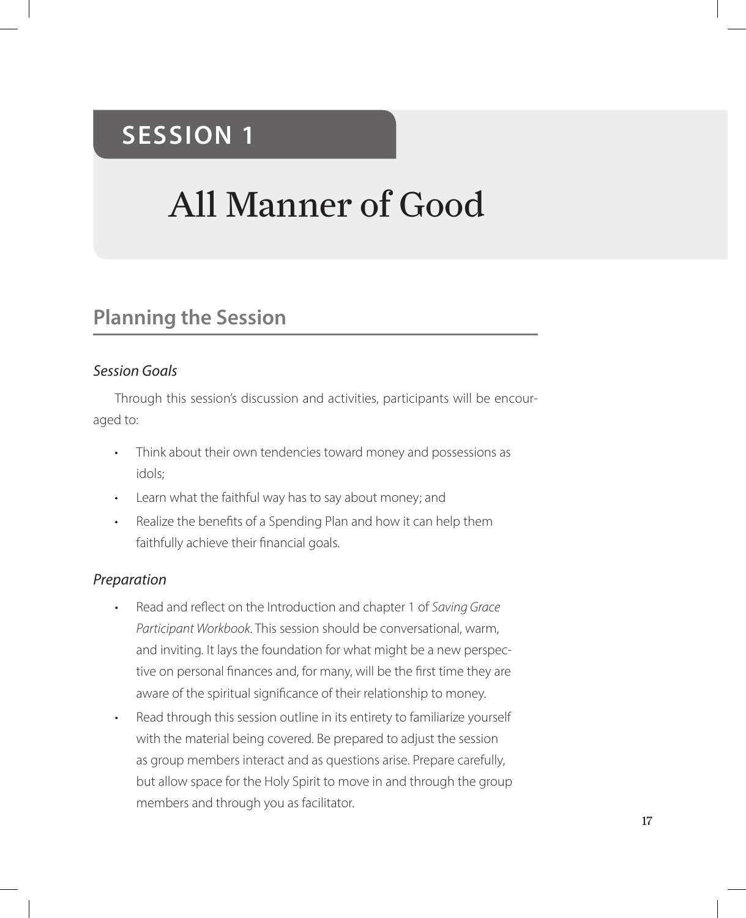# SESSION 1

# All Manner of Good

## Planning the Session

### *Session Goals*

Through this session's discussion and activities, participants will be encouraged to:

- Think about their own tendencies toward money and possessions as idols;
- Learn what the faithful way has to say about money; and
- Realize the benefits of a Spending Plan and how it can help them faithfully achieve their financial goals.

### *Preparation*

- Read and reflect on the Introduction and chapter 1 of *Saving Grace Participant Workbook*. This session should be conversational, warm, and inviting. It lays the foundation for what might be a new perspective on personal finances and, for many, will be the first time they are aware of the spiritual significance of their relationship to money.
- Read through this session outline in its entirety to familiarize yourself with the material being covered. Be prepared to adjust the session as group members interact and as questions arise. Prepare carefully, but allow space for the Holy Spirit to move in and through the group members and through you as facilitator.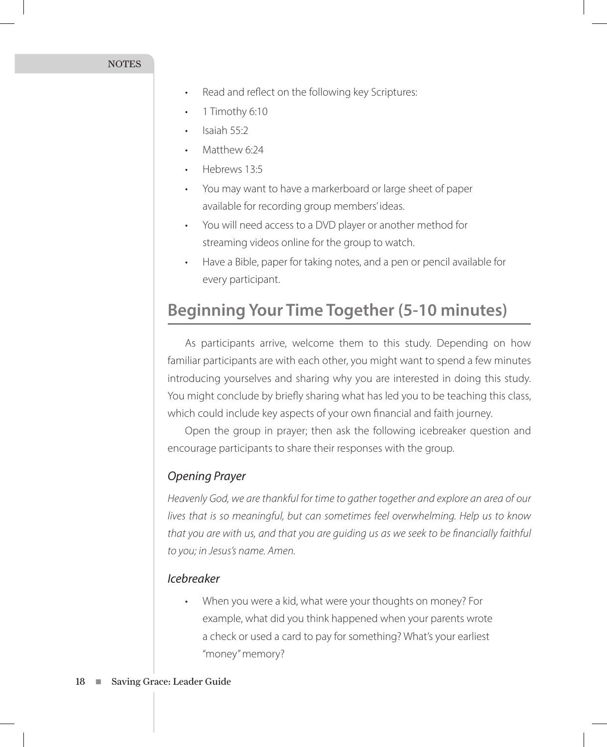- Read and reflect on the following key Scriptures:
- 1 Timothy 6:10
- Isaiah 55:2
- Matthew 6:24
- Hebrews 13:5
- You may want to have a markerboard or large sheet of paper available for recording group members' ideas.
- You will need access to a DVD player or another method for streaming videos online for the group to watch.
- Have a Bible, paper for taking notes, and a pen or pencil available for every participant.

## Beginning Your Time Together (5-10 minutes)

As participants arrive, welcome them to this study. Depending on how familiar participants are with each other, you might want to spend a few minutes introducing yourselves and sharing why you are interested in doing this study. You might conclude by briefly sharing what has led you to be teaching this class, which could include key aspects of your own financial and faith journey.

Open the group in prayer; then ask the following icebreaker question and encourage participants to share their responses with the group.

### *Opening Prayer*

*Heavenly God, we are thankful for time to gather together and explore an area of our lives that is so meaningful, but can sometimes feel overwhelming. Help us to know that you are with us, and that you are guiding us as we seek to be financially faithful to you; in Jesus's name. Amen.*

### *Icebreaker*

- When you were a kid, what were your thoughts on money? For example, what did you think happened when your parents wrote a check or used a card to pay for something? What's your earliest "money" memory?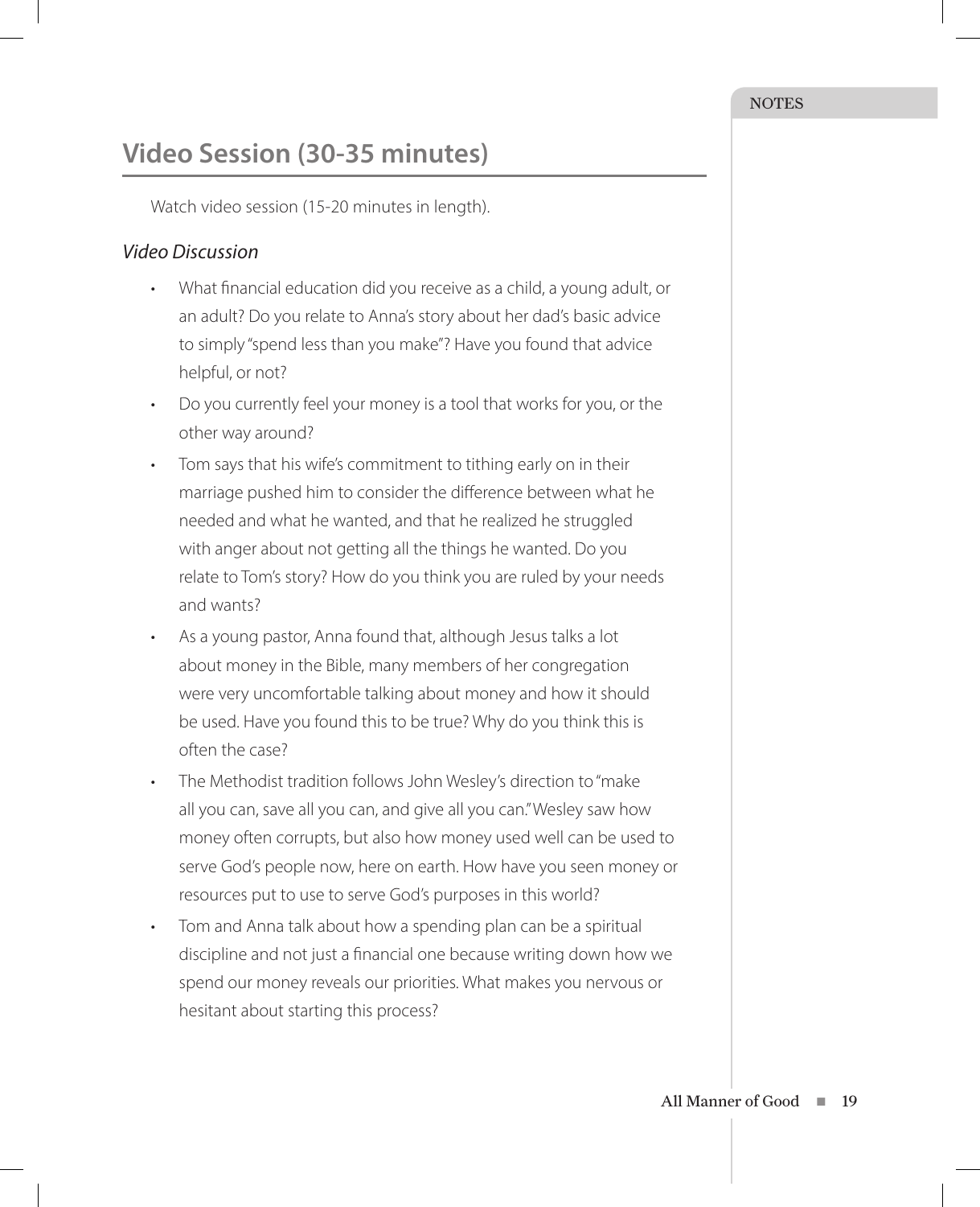## Video Session (30-35 minutes)

Watch video session (15-20 minutes in length).

### *Video Discussion*

- What financial education did you receive as a child, a young adult, or an adult? Do you relate to Anna's story about her dad's basic advice to simply "spend less than you make"? Have you found that advice helpful, or not?
- Do you currently feel your money is a tool that works for you, or the other way around?
- Tom says that his wife's commitment to tithing early on in their marriage pushed him to consider the difference between what he needed and what he wanted, and that he realized he struggled with anger about not getting all the things he wanted. Do you relate to Tom's story? How do you think you are ruled by your needs and wants?
- As a young pastor, Anna found that, although Jesus talks a lot about money in the Bible, many members of her congregation were very uncomfortable talking about money and how it should be used. Have you found this to be true? Why do you think this is often the case?
- The Methodist tradition follows John Wesley's direction to "make all you can, save all you can, and give all you can." Wesley saw how money often corrupts, but also how money used well can be used to serve God's people now, here on earth. How have you seen money or resources put to use to serve God's purposes in this world?
- Tom and Anna talk about how a spending plan can be a spiritual discipline and not just a financial one because writing down how we spend our money reveals our priorities. What makes you nervous or hesitant about starting this process?

NOTES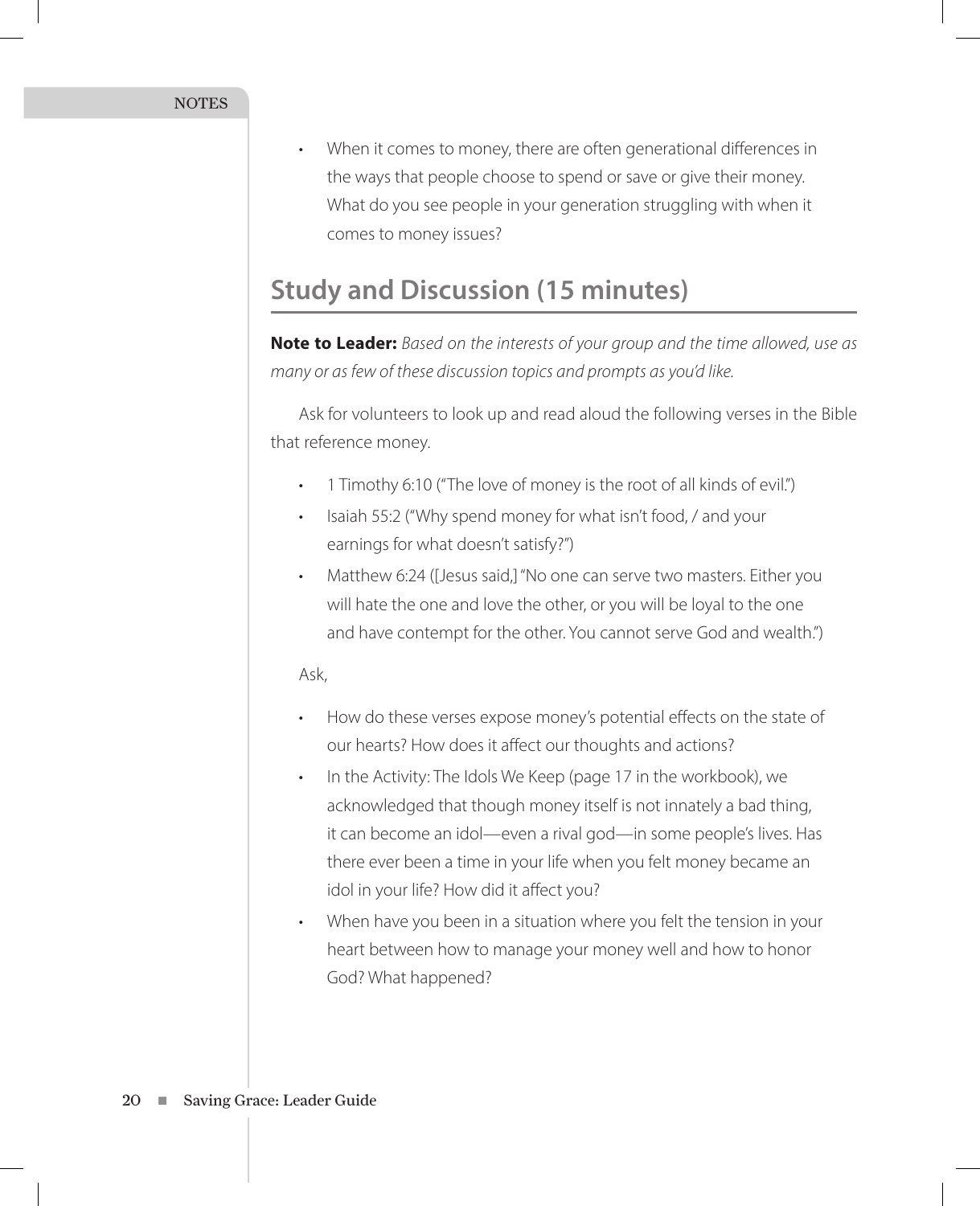- When it comes to money, there are often generational differences in the ways that people choose to spend or save or give their money. What do you see people in your generation struggling with when it comes to money issues?

## Study and Discussion (15 minutes)

**Note to Leader:** *Based on the interests of your group and the time allowed, use as many or as few of these discussion topics and prompts as you'd like.*

Ask for volunteers to look up and read aloud the following verses in the Bible that reference money.

- 1 Timothy 6:10 ("The love of money is the root of all kinds of evil.")
- Isaiah 55:2 ("Why spend money for what isn't food, / and your earnings for what doesn't satisfy?")
- Matthew 6:24 ([Jesus said,] "No one can serve two masters. Either you will hate the one and love the other, or you will be loyal to the one and have contempt for the other. You cannot serve God and wealth.")

Ask,

- How do these verses expose money's potential effects on the state of our hearts? How does it affect our thoughts and actions?
- In the Activity: The Idols We Keep (page 17 in the workbook), we acknowledged that though money itself is not innately a bad thing, it can become an idol—even a rival god—in some people's lives. Has there ever been a time in your life when you felt money became an idol in your life? How did it affect you?
- When have you been in a situation where you felt the tension in your heart between how to manage your money well and how to honor God? What happened?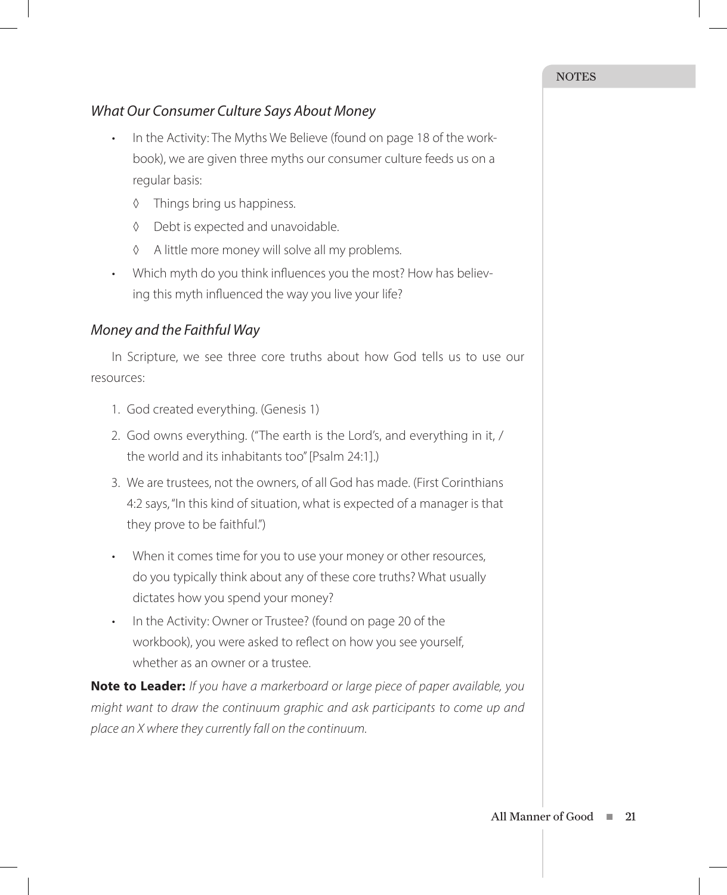### *What Our Consumer Culture Says About Money*

- In the Activity: The Myths We Believe (found on page 18 of the workbook), we are given three myths our consumer culture feeds us on a regular basis:
  - ◊ Things bring us happiness.
  - ◊ Debt is expected and unavoidable.
  - ◊ A little more money will solve all my problems.
- Which myth do you think influences you the most? How has believing this myth influenced the way you live your life?

### *Money and the Faithful Way*

In Scripture, we see three core truths about how God tells us to use our resources:

1. God created everything. (Genesis 1)
2. God owns everything. ("The earth is the Lord's, and everything in it, / the world and its inhabitants too" [Psalm 24:1].)
3. We are trustees, not the owners, of all God has made. (First Corinthians 4:2 says, "In this kind of situation, what is expected of a manager is that they prove to be faithful.")

- When it comes time for you to use your money or other resources, do you typically think about any of these core truths? What usually dictates how you spend your money?
- In the Activity: Owner or Trustee? (found on page 20 of the workbook), you were asked to reflect on how you see yourself, whether as an owner or a trustee.

**Note to Leader:** *If you have a markerboard or large piece of paper available, you might want to draw the continuum graphic and ask participants to come up and place an X where they currently fall on the continuum.*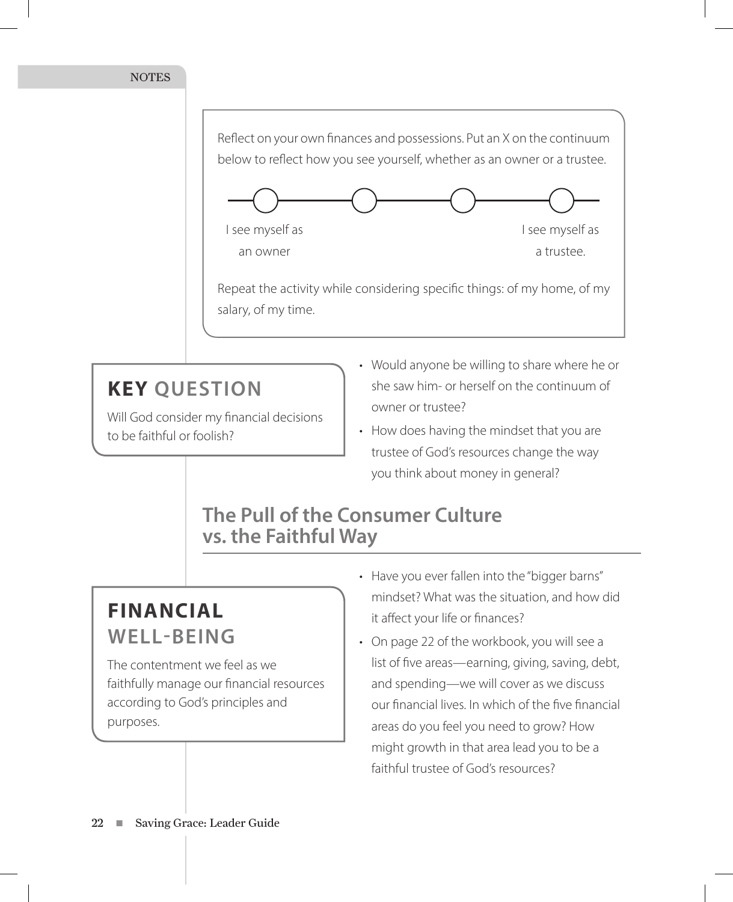Reflect on your own finances and possessions. Put an X on the continuum below to reflect how you see yourself, whether as an owner or a trustee.

I see myself as an owner ○——○——○——○ I see myself as a trustee.

Repeat the activity while considering specific things: of my home, of my salary, of my time.

## KEY QUESTION

Will God consider my financial decisions to be faithful or foolish?

- Would anyone be willing to share where he or she saw him- or herself on the continuum of owner or trustee?
- How does having the mindset that you are trustee of God's resources change the way you think about money in general?

## The Pull of the Consumer Culture vs. the Faithful Way

## FINANCIAL WELL-BEING

The contentment we feel as we faithfully manage our financial resources according to God's principles and purposes.

- Have you ever fallen into the "bigger barns" mindset? What was the situation, and how did it affect your life or finances?
- On page 22 of the workbook, you will see a list of five areas—earning, giving, saving, debt, and spending—we will cover as we discuss our financial lives. In which of the five financial areas do you feel you need to grow? How might growth in that area lead you to be a faithful trustee of God's resources?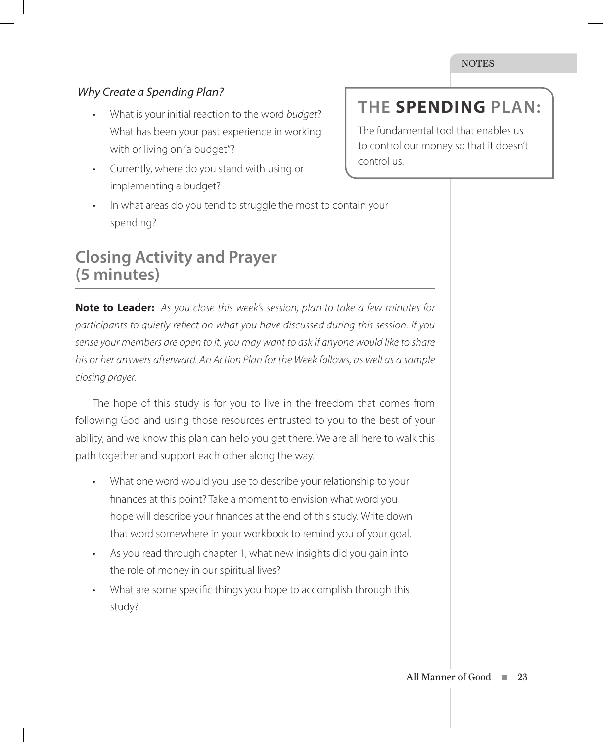*Why Create a Spending Plan?*

- What is your initial reaction to the word *budget*? What has been your past experience in working with or living on "a budget"?
- Currently, where do you stand with using or implementing a budget?
- In what areas do you tend to struggle the most to contain your spending?

NOTES

**THE SPENDING PLAN:**

The fundamental tool that enables us to control our money so that it doesn't control us.

## Closing Activity and Prayer (5 minutes)

**Note to Leader:** *As you close this week's session, plan to take a few minutes for participants to quietly reflect on what you have discussed during this session. If you sense your members are open to it, you may want to ask if anyone would like to share his or her answers afterward. An Action Plan for the Week follows, as well as a sample closing prayer.*

The hope of this study is for you to live in the freedom that comes from following God and using those resources entrusted to you to the best of your ability, and we know this plan can help you get there. We are all here to walk this path together and support each other along the way.

- What one word would you use to describe your relationship to your finances at this point? Take a moment to envision what word you hope will describe your finances at the end of this study. Write down that word somewhere in your workbook to remind you of your goal.
- As you read through chapter 1, what new insights did you gain into the role of money in our spiritual lives?
- What are some specific things you hope to accomplish through this study?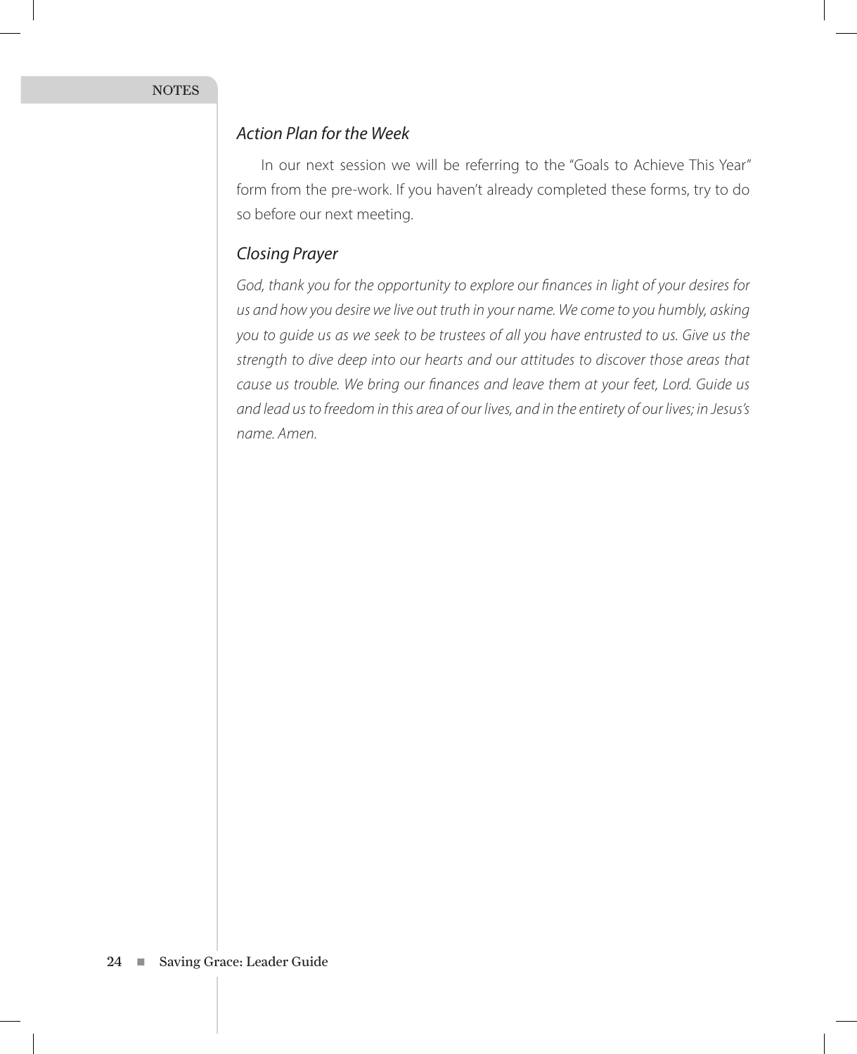### *Action Plan for the Week*

In our next session we will be referring to the "Goals to Achieve This Year" form from the pre-work. If you haven't already completed these forms, try to do so before our next meeting.

### *Closing Prayer*

*God, thank you for the opportunity to explore our finances in light of your desires for us and how you desire we live out truth in your name. We come to you humbly, asking you to guide us as we seek to be trustees of all you have entrusted to us. Give us the strength to dive deep into our hearts and our attitudes to discover those areas that cause us trouble. We bring our finances and leave them at your feet, Lord. Guide us and lead us to freedom in this area of our lives, and in the entirety of our lives; in Jesus's name. Amen.*